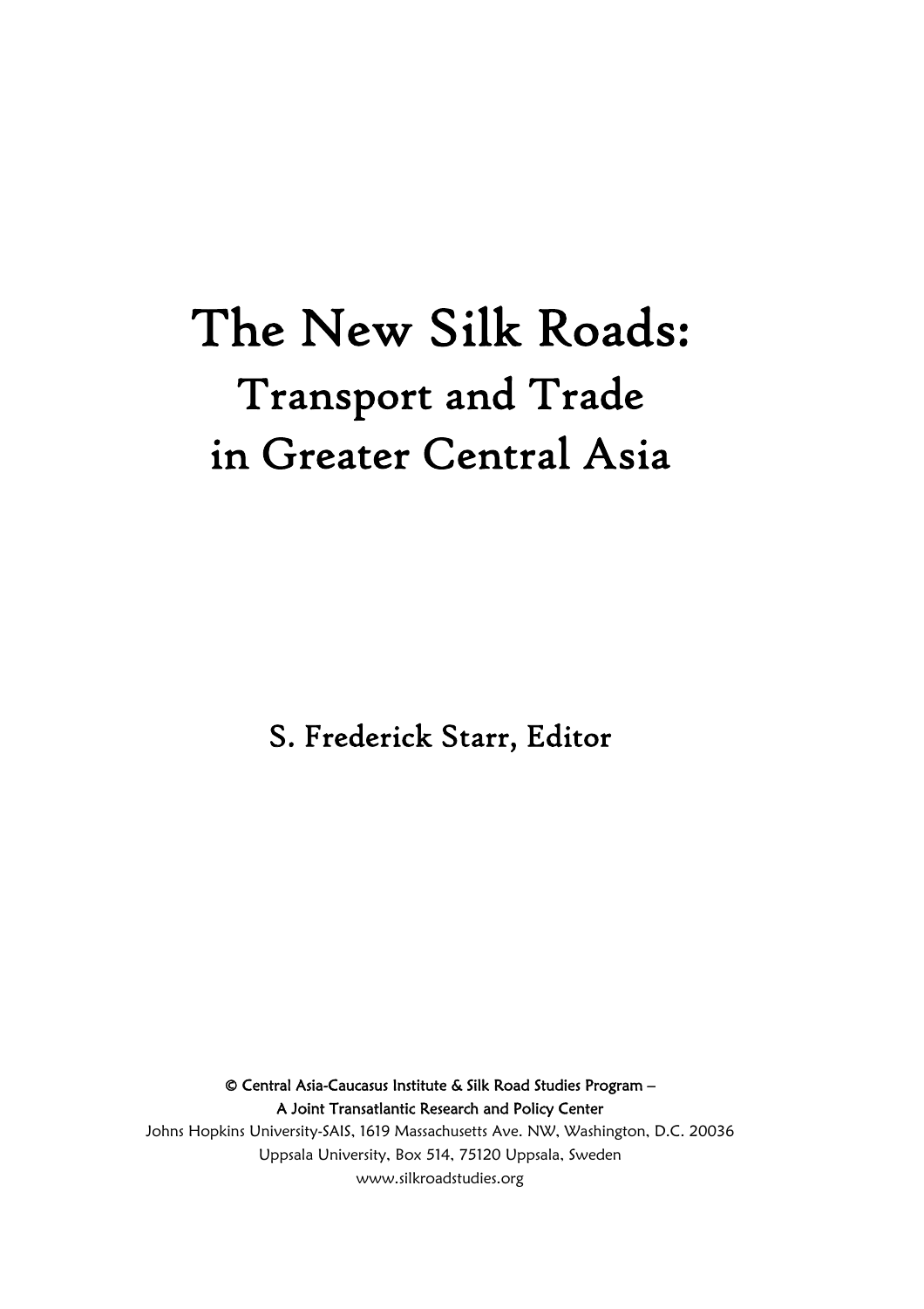# The New Silk Roads:

## Transport and Trade in Greater Central Asia

S. Frederick Starr, Editor

**© Central Asia-Caucasus Institute & Silk Road Studies Program – A Joint Transatlantic Research and Policy Center**

Johns Hopkins University-SAIS, 1619 Massachusetts Ave. NW, Washington, D.C. 20036

Uppsala University, Box 514, 75120 Uppsala, Sweden

www.silkroadstudies.org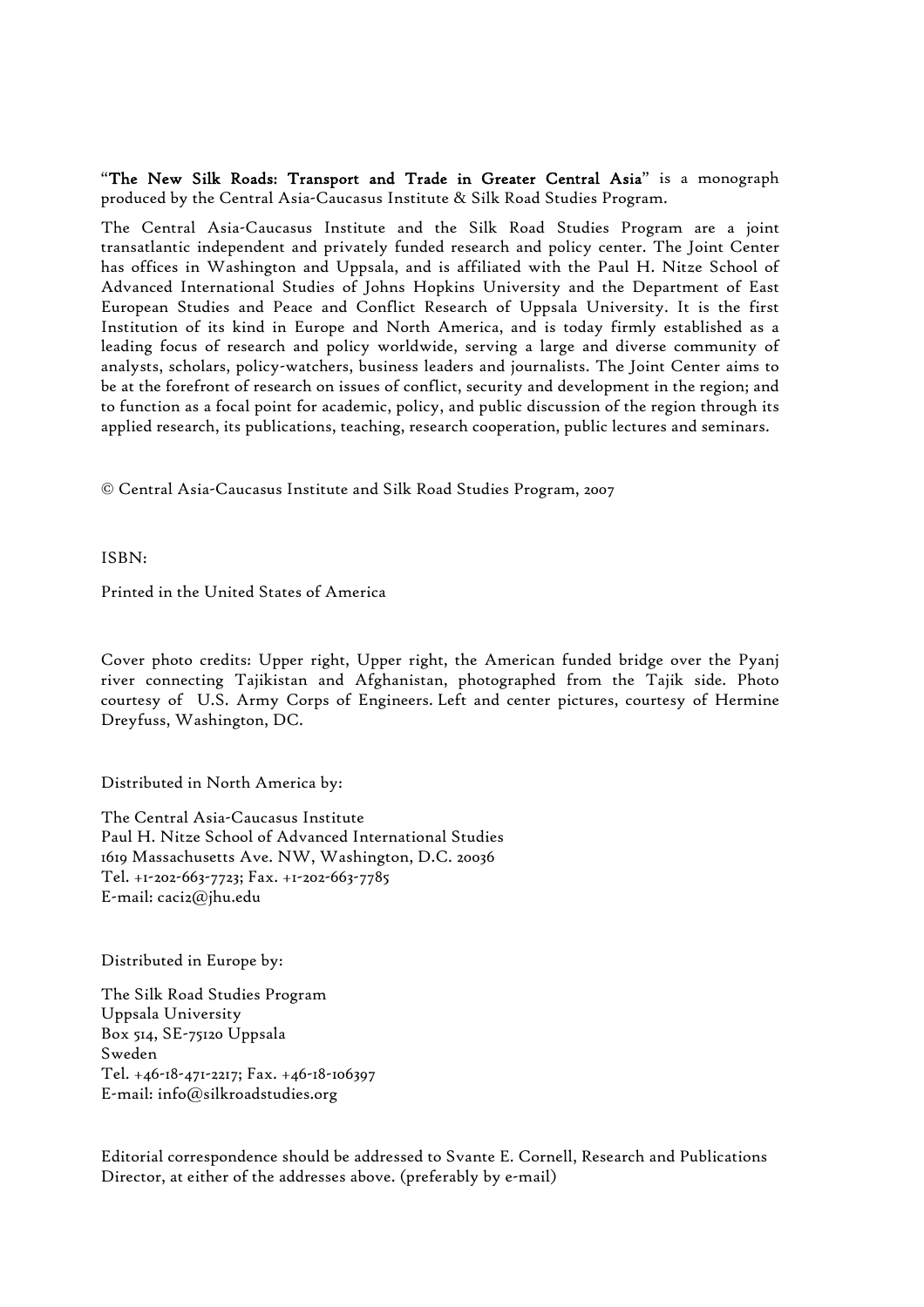"**The New Silk Roads: Transport and Trade in Greater Central Asia**" is a monograph produced by the Central Asia-Caucasus Institute & Silk Road Studies Program.

The Central Asia-Caucasus Institute and the Silk Road Studies Program are a joint transatlantic independent and privately funded research and policy center. The Joint Center has offices in Washington and Uppsala, and is affiliated with the Paul H. Nitze School of Advanced International Studies of Johns Hopkins University and the Department of East European Studies and Peace and Conflict Research of Uppsala University. It is the first Institution of its kind in Europe and North America, and is today firmly established as a leading focus of research and policy worldwide, serving a large and diverse community of analysts, scholars, policy-watchers, business leaders and journalists. The Joint Center aims to be at the forefront of research on issues of conflict, security and development in the region; and to function as a focal point for academic, policy, and public discussion of the region through its applied research, its publications, teaching, research cooperation, public lectures and seminars.

© Central Asia-Caucasus Institute and Silk Road Studies Program, 2007

ISBN:

Printed in the United States of America

Cover photo credits: Upper right, Upper right, the American funded bridge over the Pyanj river connecting Tajikistan and Afghanistan, photographed from the Tajik side. Photo courtesy of U.S. Army Corps of Engineers. Left and center pictures, courtesy of Hermine Dreyfuss, Washington, DC.

Distributed in North America by:

The Central Asia-Caucasus Institute
Paul H. Nitze School of Advanced International Studies
1619 Massachusetts Ave. NW, Washington, D.C. 20036
Tel. +1-202-663-7723; Fax. +1-202-663-7785
E-mail: caci2@jhu.edu

Distributed in Europe by:

The Silk Road Studies Program
Uppsala University
Box 514, SE-75120 Uppsala
Sweden
Tel. +46-18-471-2217; Fax. +46-18-106397
E-mail: info@silkroadstudies.org

Editorial correspondence should be addressed to Svante E. Cornell, Research and Publications Director, at either of the addresses above. (preferably by e-mail)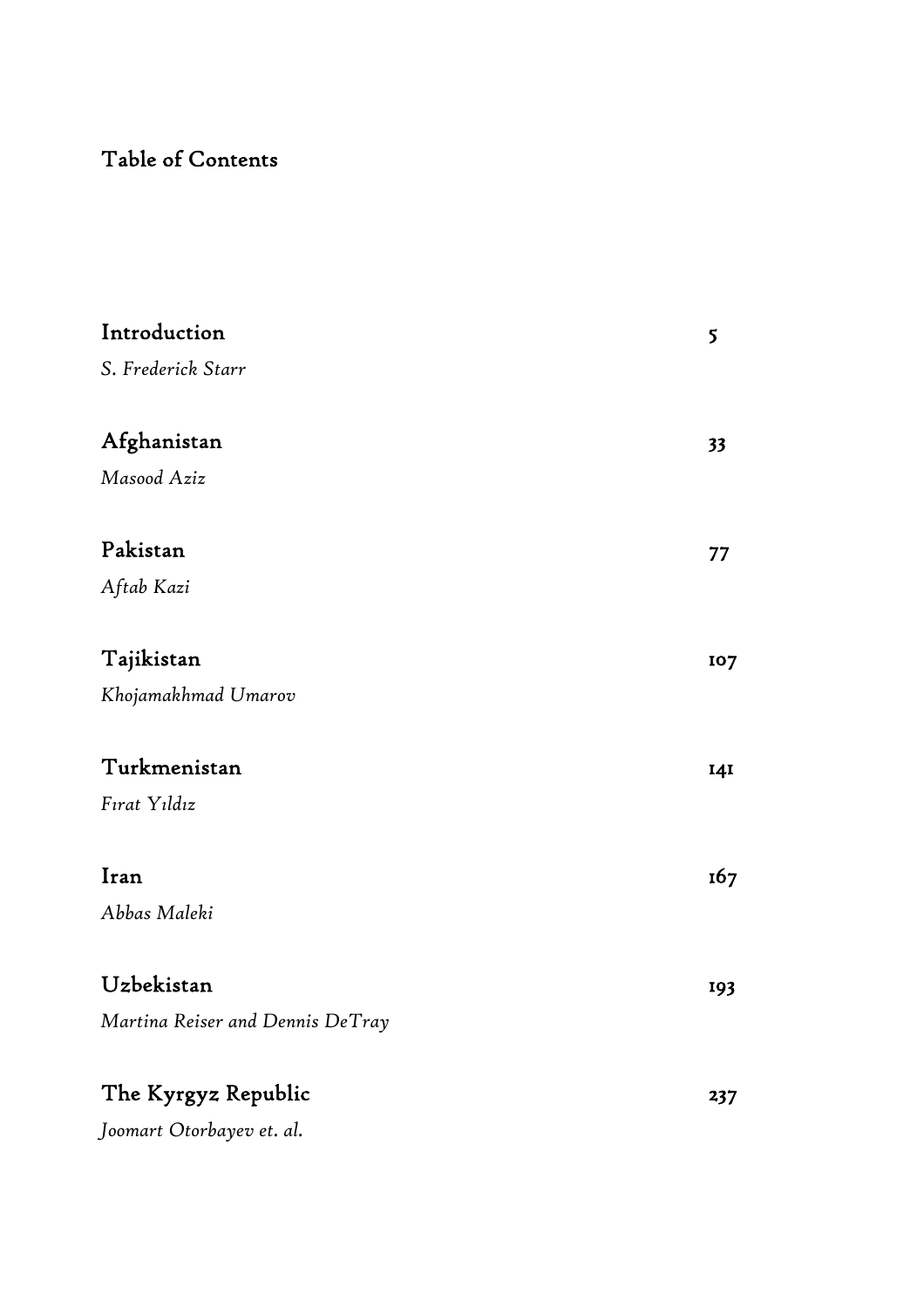## Table of Contents

| | |
|---|---|
| **Introduction** | 5 |
| *S. Frederick Starr* | |
| **Afghanistan** | 33 |
| *Masood Aziz* | |
| **Pakistan** | 77 |
| *Aftab Kazi* | |
| **Tajikistan** | 107 |
| *Khojamakhmad Umarov* | |
| **Turkmenistan** | 141 |
| *Fırat Yıldız* | |
| **Iran** | 167 |
| *Abbas Maleki* | |
| **Uzbekistan** | 193 |
| *Martina Reiser and Dennis DeTray* | |
| **The Kyrgyz Republic** | 237 |
| *Joomart Otorbayev et. al.* | |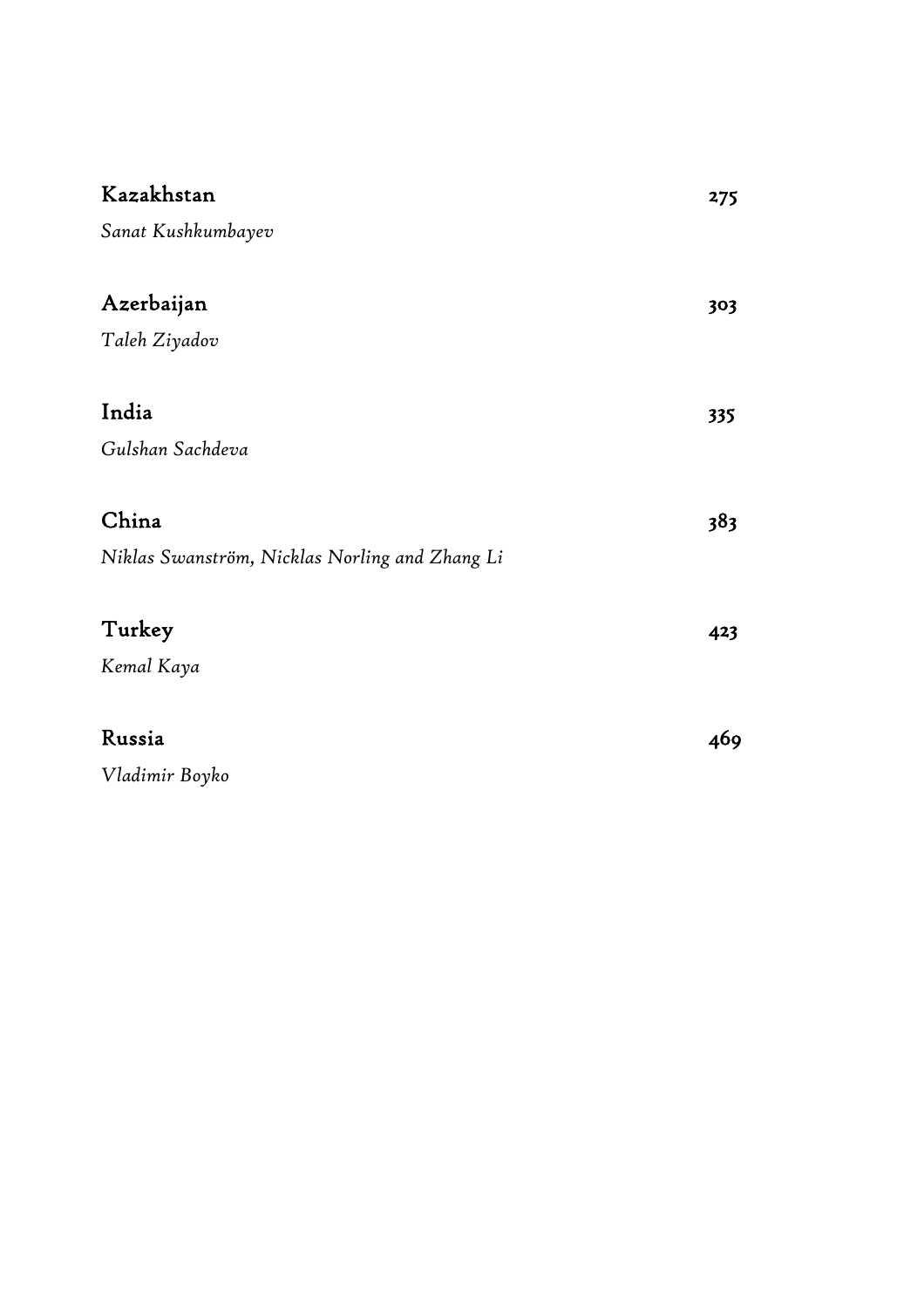**Kazakhstan** 275

*Sanat Kushkumbayev*

**Azerbaijan** 303

*Taleh Ziyadov*

**India** 335

*Gulshan Sachdeva*

**China** 383

*Niklas Swanström, Nicklas Norling and Zhang Li*

**Turkey** 423

*Kemal Kaya*

**Russia** 469

*Vladimir Boyko*